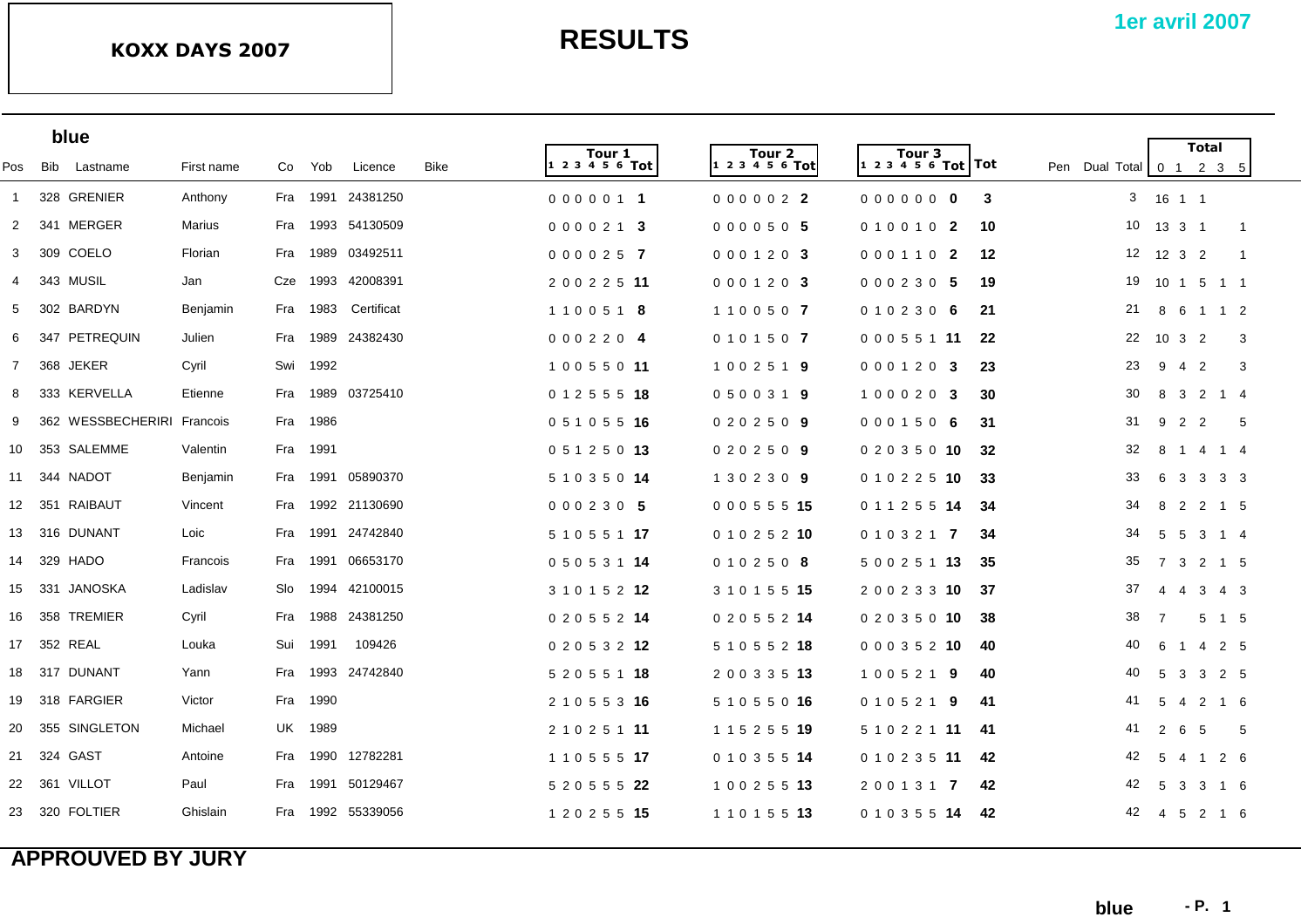**KOXX DAYS 2007**

# RESULTS

**1er avril 2007**

## blue

| Pos | Bib | Lastname | First name | Co | Yob | Licence | Bike | Tour 1 | | | | | | | Tour 2 | | | | | | | Tour 3 | | | | | | | Tot | Pen | Dual | Total | Total | | | | |
|---|---|---|---|---|---|---|---|---|---|---|---|---|---|---|---|---|---|---|---|---|---|---|---|---|---|---|---|---|---|---|---|---|---|---|---|---|---|
| | | | | | | | | 1 | 2 | 3 | 4 | 5 | 6 | Tot | 1 | 2 | 3 | 4 | 5 | 6 | Tot | 1 | 2 | 3 | 4 | 5 | 6 | Tot | | | | | 0 | 1 | 2 | 3 | 5 |
| 1 | 328 | GRENIER | Anthony | Fra | 1991 | 24381250 | | 0 | 0 | 0 | 0 | 0 | 1 | **1** | 0 | 0 | 0 | 0 | 0 | 2 | **2** | 0 | 0 | 0 | 0 | 0 | 0 | **0** | **3** | | | 3 | 16 | 1 | 1 | | |
| 2 | 341 | MERGER | Marius | Fra | 1993 | 54130509 | | 0 | 0 | 0 | 0 | 2 | 1 | **3** | 0 | 0 | 0 | 0 | 5 | 0 | **5** | 0 | 1 | 0 | 0 | 1 | 0 | **2** | **10** | | | 10 | 13 | 3 | 1 | | 1 |
| 3 | 309 | COELO | Florian | Fra | 1989 | 03492511 | | 0 | 0 | 0 | 0 | 2 | 5 | **7** | 0 | 0 | 0 | 1 | 2 | 0 | **3** | 0 | 0 | 0 | 1 | 1 | 0 | **2** | **12** | | | 12 | 12 | 3 | 2 | | 1 |
| 4 | 343 | MUSIL | Jan | Cze | 1993 | 42008391 | | 2 | 0 | 0 | 2 | 2 | 5 | **11** | 0 | 0 | 0 | 1 | 2 | 0 | **3** | 0 | 0 | 0 | 2 | 3 | 0 | **5** | **19** | | | 19 | 10 | 1 | 5 | 1 | 1 |
| 5 | 302 | BARDYN | Benjamin | Fra | 1983 | Certificat | | 1 | 1 | 0 | 0 | 5 | 1 | **8** | 1 | 1 | 0 | 0 | 5 | 0 | **7** | 0 | 1 | 0 | 2 | 3 | 0 | **6** | **21** | | | 21 | 8 | 6 | 1 | 1 | 2 |
| 6 | 347 | PETREQUIN | Julien | Fra | 1989 | 24382430 | | 0 | 0 | 0 | 2 | 2 | 0 | **4** | 0 | 1 | 0 | 1 | 5 | 0 | **7** | 0 | 0 | 0 | 5 | 5 | 1 | **11** | **22** | | | 22 | 10 | 3 | 2 | | 3 |
| 7 | 368 | JEKER | Cyril | Swi | 1992 | | | 1 | 0 | 0 | 5 | 5 | 0 | **11** | 1 | 0 | 0 | 2 | 5 | 1 | **9** | 0 | 0 | 0 | 1 | 2 | 0 | **3** | **23** | | | 23 | 9 | 4 | 2 | | 3 |
| 8 | 333 | KERVELLA | Etienne | Fra | 1989 | 03725410 | | 0 | 1 | 2 | 5 | 5 | 5 | **18** | 0 | 5 | 0 | 0 | 3 | 1 | **9** | 1 | 0 | 0 | 0 | 2 | 0 | **3** | **30** | | | 30 | 8 | 3 | 2 | 1 | 4 |
| 9 | 362 | WESSBECHERIRI | Francois | Fra | 1986 | | | 0 | 5 | 1 | 0 | 5 | 5 | **16** | 0 | 2 | 0 | 2 | 5 | 0 | **9** | 0 | 0 | 0 | 1 | 5 | 0 | **6** | **31** | | | 31 | 9 | 2 | 2 | | 5 |
| 10 | 353 | SALEMME | Valentin | Fra | 1991 | | | 0 | 5 | 1 | 2 | 5 | 0 | **13** | 0 | 2 | 0 | 2 | 5 | 0 | **9** | 0 | 2 | 0 | 3 | 5 | 0 | **10** | **32** | | | 32 | 8 | 1 | 4 | 1 | 4 |
| 11 | 344 | NADOT | Benjamin | Fra | 1991 | 05890370 | | 5 | 1 | 0 | 3 | 5 | 0 | **14** | 1 | 3 | 0 | 2 | 3 | 0 | **9** | 0 | 1 | 0 | 2 | 2 | 5 | **10** | **33** | | | 33 | 6 | 3 | 3 | 3 | 3 |
| 12 | 351 | RAIBAUT | Vincent | Fra | 1992 | 21130690 | | 0 | 0 | 0 | 2 | 3 | 0 | **5** | 0 | 0 | 0 | 5 | 5 | 5 | **15** | 0 | 1 | 1 | 2 | 5 | 5 | **14** | **34** | | | 34 | 8 | 2 | 2 | 1 | 5 |
| 13 | 316 | DUNANT | Loic | Fra | 1991 | 24742840 | | 5 | 1 | 0 | 5 | 5 | 1 | **17** | 0 | 1 | 0 | 2 | 5 | 2 | **10** | 0 | 1 | 0 | 3 | 2 | 1 | **7** | **34** | | | 34 | 5 | 5 | 3 | 1 | 4 |
| 14 | 329 | HADO | Francois | Fra | 1991 | 06653170 | | 0 | 5 | 0 | 5 | 3 | 1 | **14** | 0 | 1 | 0 | 2 | 5 | 0 | **8** | 5 | 0 | 0 | 2 | 5 | 1 | **13** | **35** | | | 35 | 7 | 3 | 2 | 1 | 5 |
| 15 | 331 | JANOSKA | Ladislav | Slo | 1994 | 42100015 | | 3 | 1 | 0 | 1 | 5 | 2 | **12** | 3 | 1 | 0 | 1 | 5 | 5 | **15** | 2 | 0 | 0 | 2 | 3 | 3 | **10** | **37** | | | 37 | 4 | 4 | 3 | 4 | 3 |
| 16 | 358 | TREMIER | Cyril | Fra | 1988 | 24381250 | | 0 | 2 | 0 | 5 | 5 | 2 | **14** | 0 | 2 | 0 | 5 | 5 | 2 | **14** | 0 | 2 | 0 | 3 | 5 | 0 | **10** | **38** | | | 38 | 7 | | 5 | 1 | 5 |
| 17 | 352 | REAL | Louka | Sui | 1991 | 109426 | | 0 | 2 | 0 | 5 | 3 | 2 | **12** | 5 | 1 | 0 | 5 | 5 | 2 | **18** | 0 | 0 | 0 | 3 | 5 | 2 | **10** | **40** | | | 40 | 6 | 1 | 4 | 2 | 5 |
| 18 | 317 | DUNANT | Yann | Fra | 1993 | 24742840 | | 5 | 2 | 0 | 5 | 5 | 1 | **18** | 2 | 0 | 0 | 3 | 3 | 5 | **13** | 1 | 0 | 0 | 5 | 2 | 1 | **9** | **40** | | | 40 | 5 | 3 | 3 | 2 | 5 |
| 19 | 318 | FARGIER | Victor | Fra | 1990 | | | 2 | 1 | 0 | 5 | 5 | 3 | **16** | 5 | 1 | 0 | 5 | 5 | 0 | **16** | 0 | 1 | 0 | 5 | 2 | 1 | **9** | **41** | | | 41 | 5 | 4 | 2 | 1 | 6 |
| 20 | 355 | SINGLETON | Michael | UK | 1989 | | | 2 | 1 | 0 | 2 | 5 | 1 | **11** | 1 | 1 | 5 | 2 | 5 | 5 | **19** | 5 | 1 | 0 | 2 | 2 | 1 | **11** | **41** | | | 41 | 2 | 6 | 5 | | 5 |
| 21 | 324 | GAST | Antoine | Fra | 1990 | 12782281 | | 1 | 1 | 0 | 5 | 5 | 5 | **17** | 0 | 1 | 0 | 3 | 5 | 5 | **14** | 0 | 1 | 0 | 2 | 3 | 5 | **11** | **42** | | | 42 | 5 | 4 | 1 | 2 | 6 |
| 22 | 361 | VILLOT | Paul | Fra | 1991 | 50129467 | | 5 | 2 | 0 | 5 | 5 | 5 | **22** | 1 | 0 | 0 | 2 | 5 | 5 | **13** | 2 | 0 | 0 | 1 | 3 | 1 | **7** | **42** | | | 42 | 5 | 3 | 3 | 1 | 6 |
| 23 | 320 | FOLTIER | Ghislain | Fra | 1992 | 55339056 | | 1 | 2 | 0 | 2 | 5 | 5 | **15** | 1 | 1 | 0 | 1 | 5 | 5 | **13** | 0 | 1 | 0 | 3 | 5 | 5 | **14** | **42** | | | 42 | 4 | 5 | 2 | 1 | 6 |

**APPROUVED BY JURY**

**blue** **- P. 1**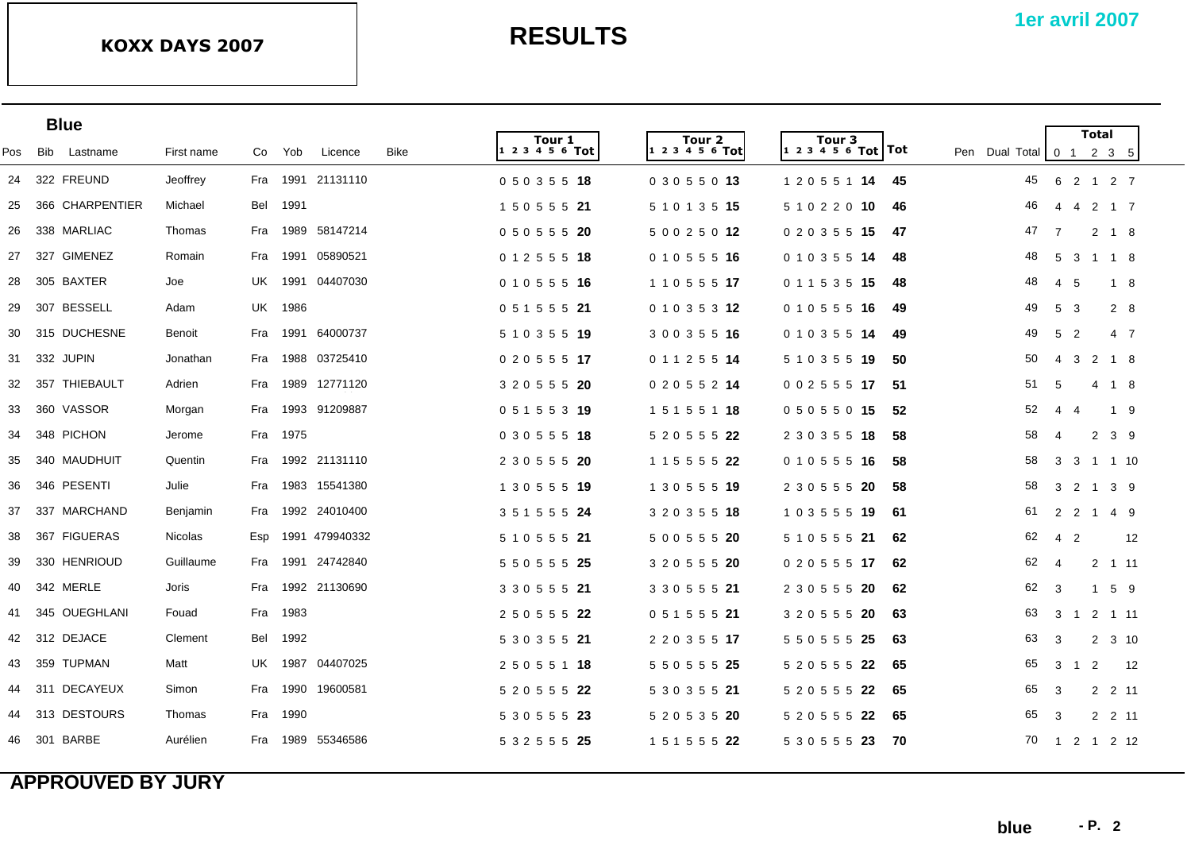## KOXX DAYS 2007

# RESULTS

**1er avril 2007**

### Blue

| Pos | Bib | Lastname | First name | Co | Yob | Licence | Bike | Tour 1 (1 2 3 4 5 6) | Tour 1 Tot | Tour 2 (1 2 3 4 5 6) | Tour 2 Tot | Tour 3 (1 2 3 4 5 6) | Tour 3 Tot | Tot | Pen | Dual | Total | 0 | 1 | 2 | 3 | 5 |
|---|---|---|---|---|---|---|---|---|---|---|---|---|---|---|---|---|---|---|---|---|---|---|
| 24 | 322 | FREUND | Jeoffrey | Fra | 1991 | 21131110 | | 0 5 0 3 5 5 | **18** | 0 3 0 5 5 0 | **13** | 1 2 0 5 5 1 | **14** | **45** | | | 45 | 6 | 2 | 1 | 2 | 7 |
| 25 | 366 | CHARPENTIER | Michael | Bel | 1991 | | | 1 5 0 5 5 5 | **21** | 5 1 0 1 3 5 | **15** | 5 1 0 2 2 0 | **10** | **46** | | | 46 | 4 | 4 | 2 | 1 | 7 |
| 26 | 338 | MARLIAC | Thomas | Fra | 1989 | 58147214 | | 0 5 0 5 5 5 | **20** | 5 0 0 2 5 0 | **12** | 0 2 0 3 5 5 | **15** | **47** | | | 47 | 7 | | 2 | 1 | 8 |
| 27 | 327 | GIMENEZ | Romain | Fra | 1991 | 05890521 | | 0 1 2 5 5 5 | **18** | 0 1 0 5 5 5 | **16** | 0 1 0 3 5 5 | **14** | **48** | | | 48 | 5 | 3 | 1 | 1 | 8 |
| 28 | 305 | BAXTER | Joe | UK | 1991 | 04407030 | | 0 1 0 5 5 5 | **16** | 1 1 0 5 5 5 | **17** | 0 1 1 5 3 5 | **15** | **48** | | | 48 | 4 | 5 | | 1 | 8 |
| 29 | 307 | BESSELL | Adam | UK | 1986 | | | 0 5 1 5 5 5 | **21** | 0 1 0 3 5 3 | **12** | 0 1 0 5 5 5 | **16** | **49** | | | 49 | 5 | 3 | | 2 | 8 |
| 30 | 315 | DUCHESNE | Benoit | Fra | 1991 | 64000737 | | 5 1 0 3 5 5 | **19** | 3 0 0 3 5 5 | **16** | 0 1 0 3 5 5 | **14** | **49** | | | 49 | 5 | 2 | | 4 | 7 |
| 31 | 332 | JUPIN | Jonathan | Fra | 1988 | 03725410 | | 0 2 0 5 5 5 | **17** | 0 1 1 2 5 5 | **14** | 5 1 0 3 5 5 | **19** | **50** | | | 50 | 4 | 3 | 2 | 1 | 8 |
| 32 | 357 | THIEBAULT | Adrien | Fra | 1989 | 12771120 | | 3 2 0 5 5 5 | **20** | 0 2 0 5 5 2 | **14** | 0 0 2 5 5 5 | **17** | **51** | | | 51 | 5 | | 4 | 1 | 8 |
| 33 | 360 | VASSOR | Morgan | Fra | 1993 | 91209887 | | 0 5 1 5 5 3 | **19** | 1 5 1 5 5 1 | **18** | 0 5 0 5 5 0 | **15** | **52** | | | 52 | 4 | 4 | | 1 | 9 |
| 34 | 348 | PICHON | Jerome | Fra | 1975 | | | 0 3 0 5 5 5 | **18** | 5 2 0 5 5 5 | **22** | 2 3 0 3 5 5 | **18** | **58** | | | 58 | 4 | | 2 | 3 | 9 |
| 35 | 340 | MAUDHUIT | Quentin | Fra | 1992 | 21131110 | | 2 3 0 5 5 5 | **20** | 1 1 5 5 5 5 | **22** | 0 1 0 5 5 5 | **16** | **58** | | | 58 | 3 | 3 | 1 | 1 | 10 |
| 36 | 346 | PESENTI | Julie | Fra | 1983 | 15541380 | | 1 3 0 5 5 5 | **19** | 1 3 0 5 5 5 | **19** | 2 3 0 5 5 5 | **20** | **58** | | | 58 | 3 | 2 | 1 | 3 | 9 |
| 37 | 337 | MARCHAND | Benjamin | Fra | 1992 | 24010400 | | 3 5 1 5 5 5 | **24** | 3 2 0 3 5 5 | **18** | 1 0 3 5 5 5 | **19** | **61** | | | 61 | 2 | 2 | 1 | 4 | 9 |
| 38 | 367 | FIGUERAS | Nicolas | Esp | 1991 | 479940332 | | 5 1 0 5 5 5 | **21** | 5 0 0 5 5 5 | **20** | 5 1 0 5 5 5 | **21** | **62** | | | 62 | 4 | 2 | | | 12 |
| 39 | 330 | HENRIOUD | Guillaume | Fra | 1991 | 24742840 | | 5 5 0 5 5 5 | **25** | 3 2 0 5 5 5 | **20** | 0 2 0 5 5 5 | **17** | **62** | | | 62 | 4 | | 2 | 1 | 11 |
| 40 | 342 | MERLE | Joris | Fra | 1992 | 21130690 | | 3 3 0 5 5 5 | **21** | 3 3 0 5 5 5 | **21** | 2 3 0 5 5 5 | **20** | **62** | | | 62 | 3 | | 1 | 5 | 9 |
| 41 | 345 | OUEGHLANI | Fouad | Fra | 1983 | | | 2 5 0 5 5 5 | **22** | 0 5 1 5 5 5 | **21** | 3 2 0 5 5 5 | **20** | **63** | | | 63 | 3 | 1 | 2 | 1 | 11 |
| 42 | 312 | DEJACE | Clement | Bel | 1992 | | | 5 3 0 3 5 5 | **21** | 2 2 0 3 5 5 | **17** | 5 5 0 5 5 5 | **25** | **63** | | | 63 | 3 | | 2 | 3 | 10 |
| 43 | 359 | TUPMAN | Matt | UK | 1987 | 04407025 | | 2 5 0 5 5 1 | **18** | 5 5 0 5 5 5 | **25** | 5 2 0 5 5 5 | **22** | **65** | | | 65 | 3 | 1 | 2 | | 12 |
| 44 | 311 | DECAYEUX | Simon | Fra | 1990 | 19600581 | | 5 2 0 5 5 5 | **22** | 5 3 0 3 5 5 | **21** | 5 2 0 5 5 5 | **22** | **65** | | | 65 | 3 | | 2 | 2 | 11 |
| 44 | 313 | DESTOURS | Thomas | Fra | 1990 | | | 5 3 0 5 5 5 | **23** | 5 2 0 5 3 5 | **20** | 5 2 0 5 5 5 | **22** | **65** | | | 65 | 3 | | 2 | 2 | 11 |
| 46 | 301 | BARBE | Aurélien | Fra | 1989 | 55346586 | | 5 3 2 5 5 5 | **25** | 1 5 1 5 5 5 | **22** | 5 3 0 5 5 5 | **23** | **70** | | | 70 | 1 | 2 | 1 | 2 | 12 |

**APPROUVED BY JURY**

**blue**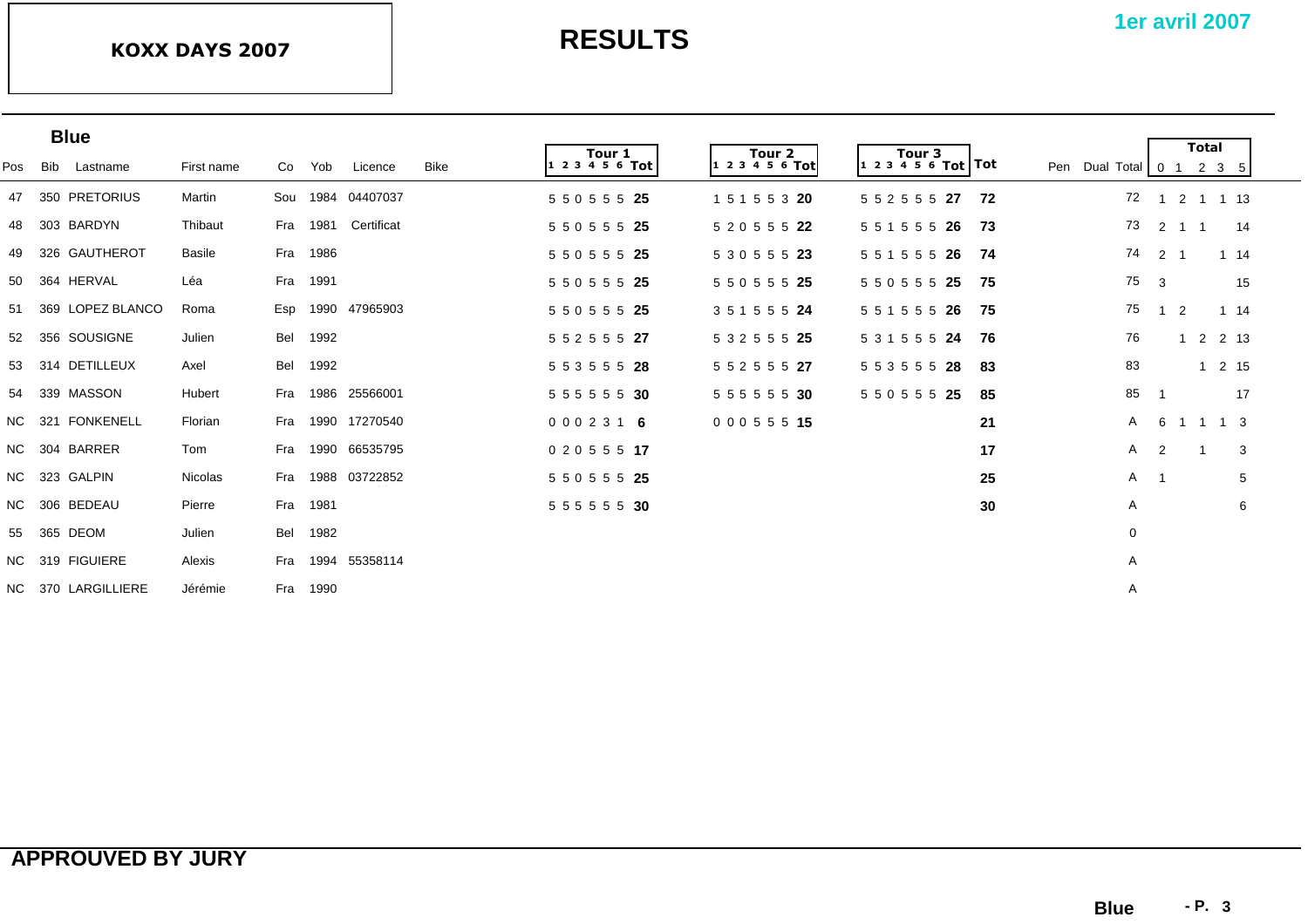**KOXX DAYS 2007**

# RESULTS

**1er avril 2007**

## Blue

| Pos | Bib | Lastname | First name | Co | Yob | Licence | Bike | Tour 1 (1 2 3 4 5 6) | Tour 1 Tot | Tour 2 (1 2 3 4 5 6) | Tour 2 Tot | Tour 3 (1 2 3 4 5 6) | Tour 3 Tot | Tot | Pen | Dual | Total | 0 | 1 | 2 | 3 | 5 |
|---|---|---|---|---|---|---|---|---|---|---|---|---|---|---|---|---|---|---|---|---|---|---|
| 47 | 350 | PRETORIUS | Martin | Sou | 1984 | 04407037 | | 5 5 0 5 5 5 | **25** | 1 5 1 5 5 3 | **20** | 5 5 2 5 5 5 | **27** | **72** | | | 72 | 1 | 2 | 1 | 1 | 13 |
| 48 | 303 | BARDYN | Thibaut | Fra | 1981 | Certificat | | 5 5 0 5 5 5 | **25** | 5 2 0 5 5 5 | **22** | 5 5 1 5 5 5 | **26** | **73** | | | 73 | 2 | 1 | 1 | | 14 |
| 49 | 326 | GAUTHEROT | Basile | Fra | 1986 | | | 5 5 0 5 5 5 | **25** | 5 3 0 5 5 5 | **23** | 5 5 1 5 5 5 | **26** | **74** | | | 74 | 2 | 1 | | 1 | 14 |
| 50 | 364 | HERVAL | Léa | Fra | 1991 | | | 5 5 0 5 5 5 | **25** | 5 5 0 5 5 5 | **25** | 5 5 0 5 5 5 | **25** | **75** | | | 75 | 3 | | | | 15 |
| 51 | 369 | LOPEZ BLANCO | Roma | Esp | 1990 | 47965903 | | 5 5 0 5 5 5 | **25** | 3 5 1 5 5 5 | **24** | 5 5 1 5 5 5 | **26** | **75** | | | 75 | 1 | 2 | | 1 | 14 |
| 52 | 356 | SOUSIGNE | Julien | Bel | 1992 | | | 5 5 2 5 5 5 | **27** | 5 3 2 5 5 5 | **25** | 5 3 1 5 5 5 | **24** | **76** | | | 76 | | 1 | 2 | 2 | 13 |
| 53 | 314 | DETILLEUX | Axel | Bel | 1992 | | | 5 5 3 5 5 5 | **28** | 5 5 2 5 5 5 | **27** | 5 5 3 5 5 5 | **28** | **83** | | | 83 | | | 1 | 2 | 15 |
| 54 | 339 | MASSON | Hubert | Fra | 1986 | 25566001 | | 5 5 5 5 5 5 | **30** | 5 5 5 5 5 5 | **30** | 5 5 0 5 5 5 | **25** | **85** | | | 85 | 1 | | | | 17 |
| NC | 321 | FONKENELL | Florian | Fra | 1990 | 17270540 | | 0 0 0 2 3 1 | **6** | 0 0 0 5 5 5 | **15** | | | **21** | | | A | 6 | 1 | 1 | 1 | 3 |
| NC | 304 | BARRER | Tom | Fra | 1990 | 66535795 | | 0 2 0 5 5 5 | **17** | | | | | **17** | | | A | 2 | | 1 | | 3 |
| NC | 323 | GALPIN | Nicolas | Fra | 1988 | 03722852 | | 5 5 0 5 5 5 | **25** | | | | | **25** | | | A | 1 | | | | 5 |
| NC | 306 | BEDEAU | Pierre | Fra | 1981 | | | 5 5 5 5 5 5 | **30** | | | | | **30** | | | A | | | | | 6 |
| 55 | 365 | DEOM | Julien | Bel | 1982 | | | | | | | | | | | | 0 | | | | | |
| NC | 319 | FIGUIERE | Alexis | Fra | 1994 | 55358114 | | | | | | | | | | | A | | | | | |
| NC | 370 | LARGILLIERE | Jérémie | Fra | 1990 | | | | | | | | | | | | A | | | | | |

**APPROUVED BY JURY**